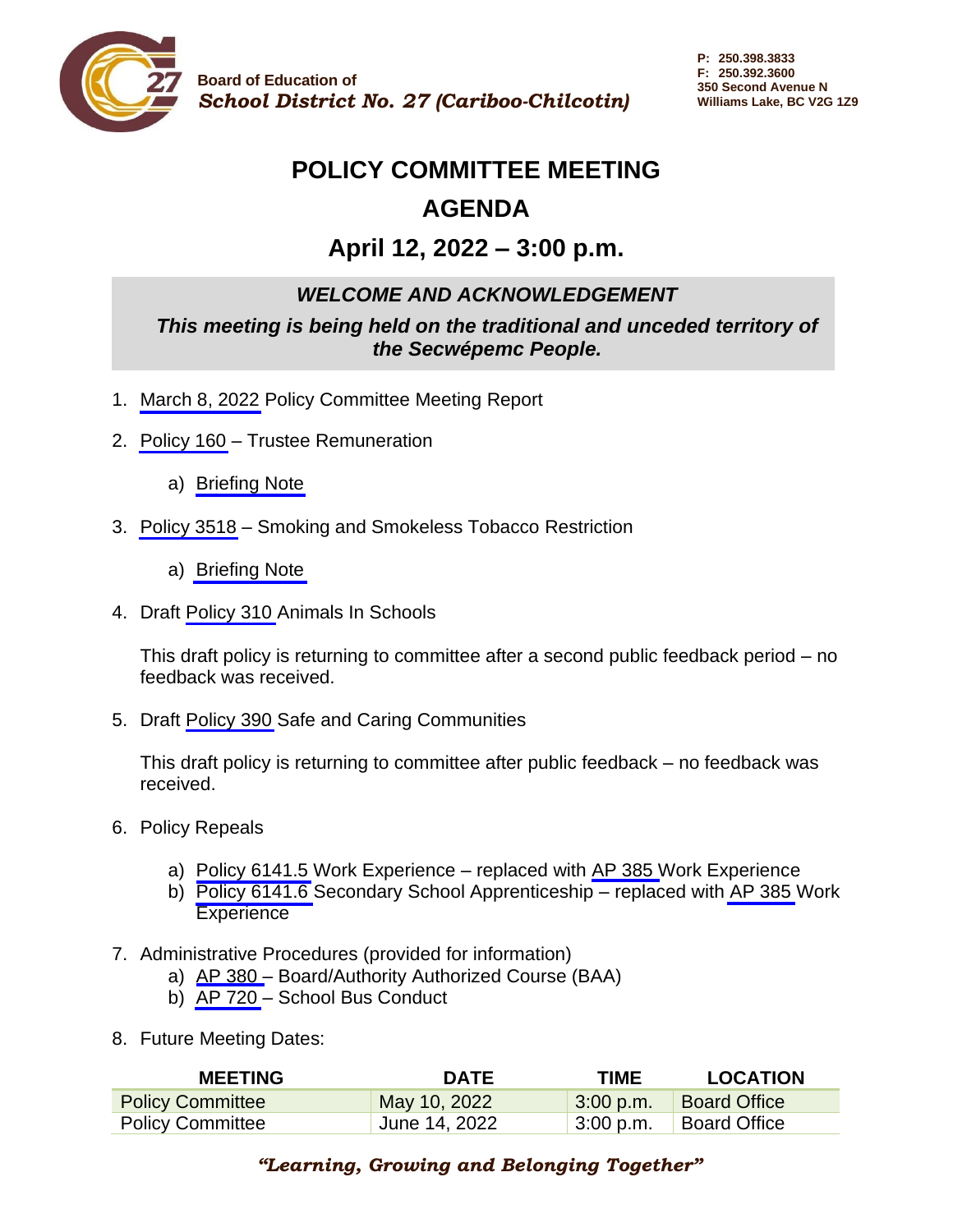Board of Education of
*School District No. 27 (Cariboo-Chilcotin)*

P: 250.398.3833
F: 250.392.3600
350 Second Avenue N
Williams Lake, BC V2G 1Z9

# POLICY COMMITTEE MEETING
# AGENDA
## April 12, 2022 – 3:00 p.m.

***WELCOME AND ACKNOWLEDGEMENT***

***This meeting is being held on the traditional and unceded territory of the Secwépemc People.***

1. March 8, 2022 Policy Committee Meeting Report
2. Policy 160 – Trustee Remuneration
   a) Briefing Note
3. Policy 3518 – Smoking and Smokeless Tobacco Restriction
   a) Briefing Note
4. Draft Policy 310 Animals In Schools

   This draft policy is returning to committee after a second public feedback period – no feedback was received.
5. Draft Policy 390 Safe and Caring Communities

   This draft policy is returning to committee after public feedback – no feedback was received.
6. Policy Repeals
   a) Policy 6141.5 Work Experience – replaced with AP 385 Work Experience
   b) Policy 6141.6 Secondary School Apprenticeship – replaced with AP 385 Work Experience
7. Administrative Procedures (provided for information)
   a) AP 380 – Board/Authority Authorized Course (BAA)
   b) AP 720 – School Bus Conduct
8. Future Meeting Dates:

| MEETING | DATE | TIME | LOCATION |
|---|---|---|---|
| Policy Committee | May 10, 2022 | 3:00 p.m. | Board Office |
| Policy Committee | June 14, 2022 | 3:00 p.m. | Board Office |

***"Learning, Growing and Belonging Together"***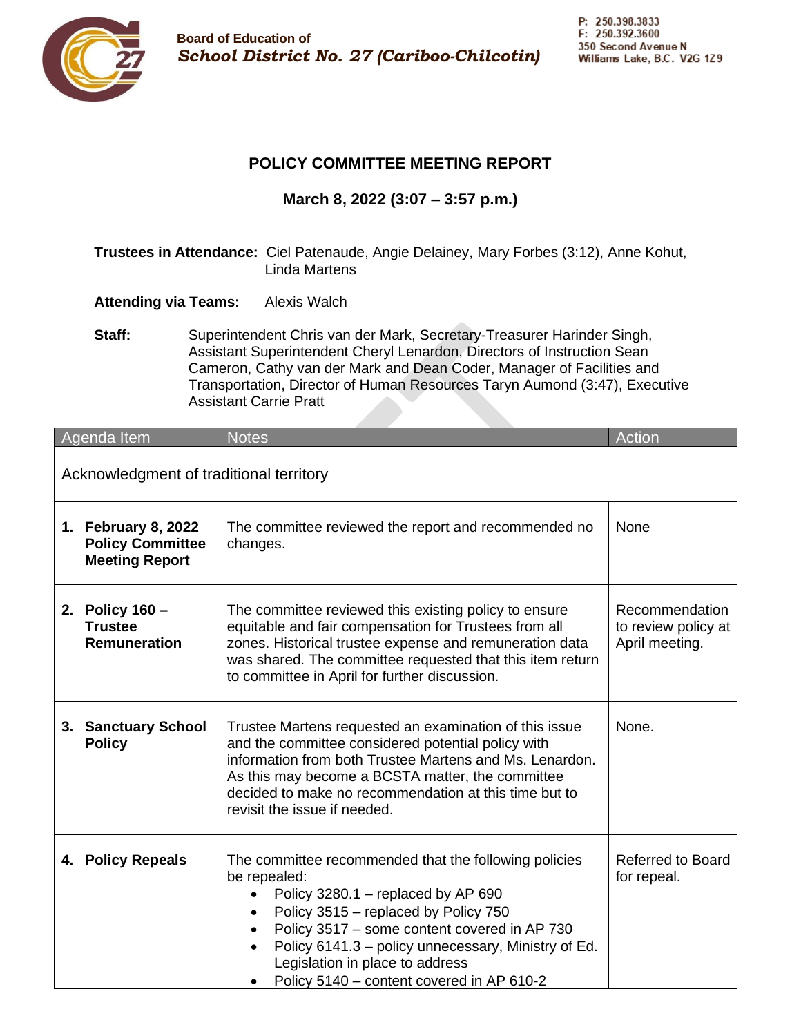Board of Education of
*School District No. 27 (Cariboo-Chilcotin)*

P: 250.398.3833
F: 250.392.3600
350 Second Avenue N
Williams Lake, B.C. V2G 1Z9

## POLICY COMMITTEE MEETING REPORT

**March 8, 2022 (3:07 – 3:57 p.m.)**

**Trustees in Attendance:** Ciel Patenaude, Angie Delainey, Mary Forbes (3:12), Anne Kohut, Linda Martens

**Attending via Teams:** Alexis Walch

**Staff:** Superintendent Chris van der Mark, Secretary-Treasurer Harinder Singh, Assistant Superintendent Cheryl Lenardon, Directors of Instruction Sean Cameron, Cathy van der Mark and Dean Coder, Manager of Facilities and Transportation, Director of Human Resources Taryn Aumond (3:47), Executive Assistant Carrie Pratt

| Agenda Item | Notes | Action |
|---|---|---|
| Acknowledgment of traditional territory | | |
| **1. February 8, 2022 Policy Committee Meeting Report** | The committee reviewed the report and recommended no changes. | None |
| **2. Policy 160 – Trustee Remuneration** | The committee reviewed this existing policy to ensure equitable and fair compensation for Trustees from all zones. Historical trustee expense and remuneration data was shared. The committee requested that this item return to committee in April for further discussion. | Recommendation to review policy at April meeting. |
| **3. Sanctuary School Policy** | Trustee Martens requested an examination of this issue and the committee considered potential policy with information from both Trustee Martens and Ms. Lenardon. As this may become a BCSTA matter, the committee decided to make no recommendation at this time but to revisit the issue if needed. | None. |
| **4. Policy Repeals** | The committee recommended that the following policies be repealed:<br>• Policy 3280.1 – replaced by AP 690<br>• Policy 3515 – replaced by Policy 750<br>• Policy 3517 – some content covered in AP 730<br>• Policy 6141.3 – policy unnecessary, Ministry of Ed. Legislation in place to address<br>• Policy 5140 – content covered in AP 610-2 | Referred to Board for repeal. |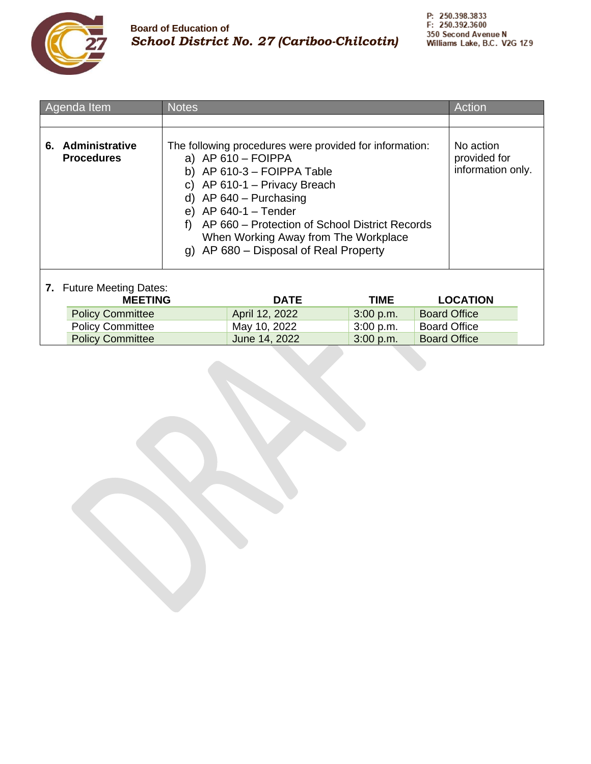**Board of Education of**
***School District No. 27 (Cariboo-Chilcotin)***

P: 250.398.3833
F: 250.392.3600
350 Second Avenue N
Williams Lake, B.C. V2G 1Z9

| Agenda Item | Notes | Action |
|---|---|---|
| | | |
| **6. Administrative Procedures** | The following procedures were provided for information:<br>a) AP 610 – FOIPPA<br>b) AP 610-3 – FOIPPA Table<br>c) AP 610-1 – Privacy Breach<br>d) AP 640 – Purchasing<br>e) AP 640-1 – Tender<br>f) AP 660 – Protection of School District Records When Working Away from The Workplace<br>g) AP 680 – Disposal of Real Property | No action provided for information only. |

**7.** Future Meeting Dates:

| MEETING | DATE | TIME | LOCATION |
|---|---|---|---|
| Policy Committee | April 12, 2022 | 3:00 p.m. | Board Office |
| Policy Committee | May 10, 2022 | 3:00 p.m. | Board Office |
| Policy Committee | June 14, 2022 | 3:00 p.m. | Board Office |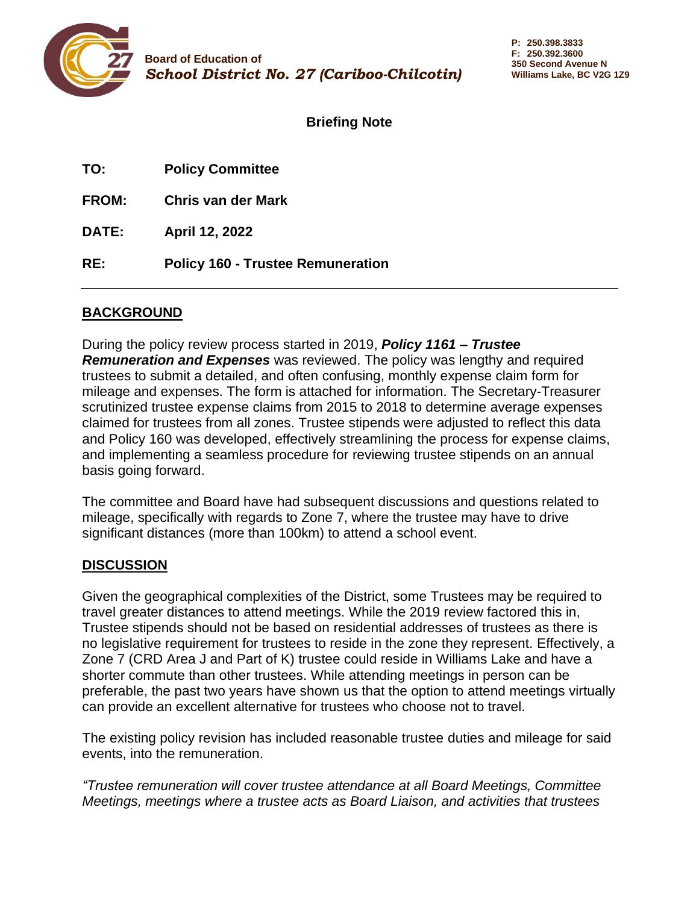Board of Education of
*School District No. 27 (Cariboo-Chilcotin)*

P: 250.398.3833
F: 250.392.3600
350 Second Avenue N
Williams Lake, BC V2G 1Z9

## Briefing Note

**TO:** **Policy Committee**

**FROM:** **Chris van der Mark**

**DATE:** **April 12, 2022**

**RE:** **Policy 160 - Trustee Remuneration**

---

## BACKGROUND

During the policy review process started in 2019, ***Policy 1161 – Trustee Remuneration and Expenses*** was reviewed. The policy was lengthy and required trustees to submit a detailed, and often confusing, monthly expense claim form for mileage and expenses. The form is attached for information. The Secretary-Treasurer scrutinized trustee expense claims from 2015 to 2018 to determine average expenses claimed for trustees from all zones. Trustee stipends were adjusted to reflect this data and Policy 160 was developed, effectively streamlining the process for expense claims, and implementing a seamless procedure for reviewing trustee stipends on an annual basis going forward.

The committee and Board have had subsequent discussions and questions related to mileage, specifically with regards to Zone 7, where the trustee may have to drive significant distances (more than 100km) to attend a school event.

## DISCUSSION

Given the geographical complexities of the District, some Trustees may be required to travel greater distances to attend meetings. While the 2019 review factored this in, Trustee stipends should not be based on residential addresses of trustees as there is no legislative requirement for trustees to reside in the zone they represent. Effectively, a Zone 7 (CRD Area J and Part of K) trustee could reside in Williams Lake and have a shorter commute than other trustees. While attending meetings in person can be preferable, the past two years have shown us that the option to attend meetings virtually can provide an excellent alternative for trustees who choose not to travel.

The existing policy revision has included reasonable trustee duties and mileage for said events, into the remuneration.

*"Trustee remuneration will cover trustee attendance at all Board Meetings, Committee Meetings, meetings where a trustee acts as Board Liaison, and activities that trustees*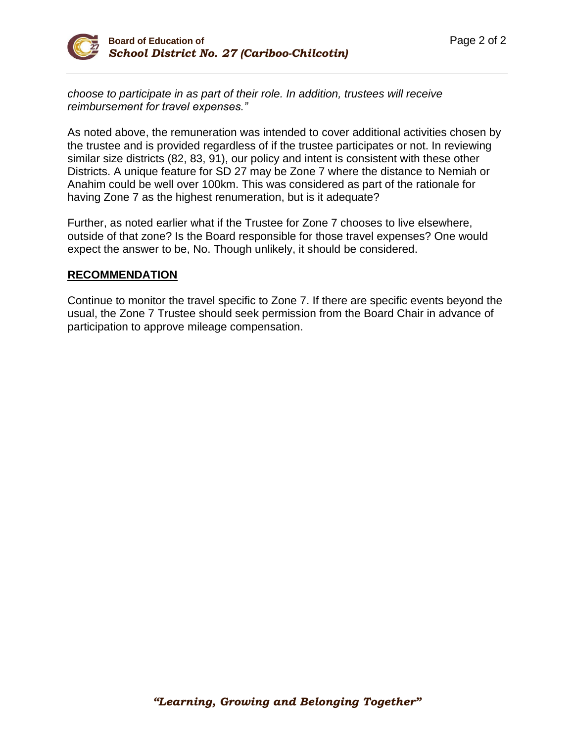*choose to participate in as part of their role. In addition, trustees will receive reimbursement for travel expenses."*

As noted above, the remuneration was intended to cover additional activities chosen by the trustee and is provided regardless of if the trustee participates or not. In reviewing similar size districts (82, 83, 91), our policy and intent is consistent with these other Districts. A unique feature for SD 27 may be Zone 7 where the distance to Nemiah or Anahim could be well over 100km. This was considered as part of the rationale for having Zone 7 as the highest renumeration, but is it adequate?

Further, as noted earlier what if the Trustee for Zone 7 chooses to live elsewhere, outside of that zone? Is the Board responsible for those travel expenses? One would expect the answer to be, No. Though unlikely, it should be considered.

**RECOMMENDATION**

Continue to monitor the travel specific to Zone 7. If there are specific events beyond the usual, the Zone 7 Trustee should seek permission from the Board Chair in advance of participation to approve mileage compensation.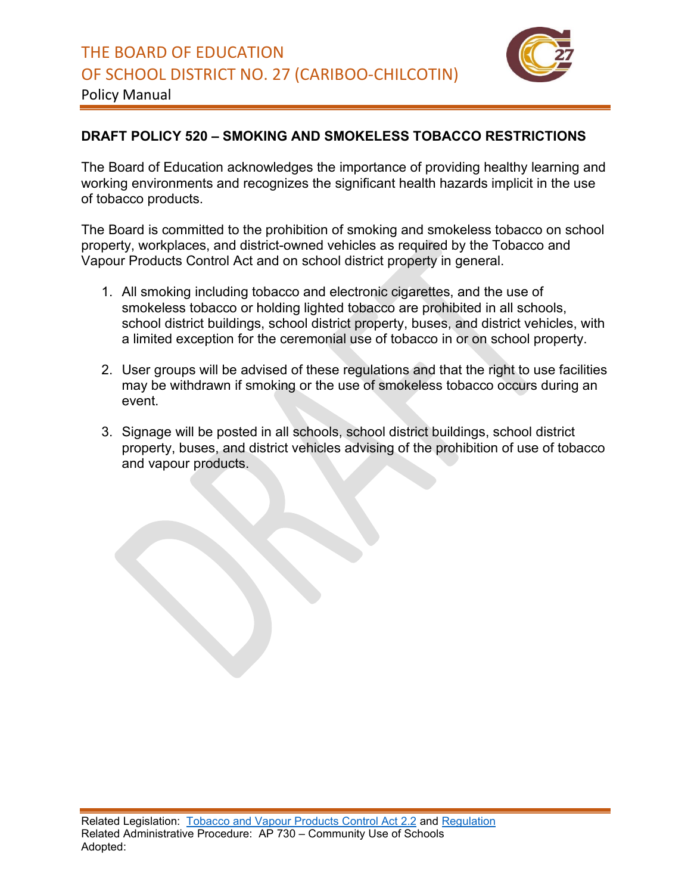# DRAFT POLICY 520 – SMOKING AND SMOKELESS TOBACCO RESTRICTIONS

The Board of Education acknowledges the importance of providing healthy learning and working environments and recognizes the significant health hazards implicit in the use of tobacco products.

The Board is committed to the prohibition of smoking and smokeless tobacco on school property, workplaces, and district-owned vehicles as required by the Tobacco and Vapour Products Control Act and on school district property in general.

1. All smoking including tobacco and electronic cigarettes, and the use of smokeless tobacco or holding lighted tobacco are prohibited in all schools, school district buildings, school district property, buses, and district vehicles, with a limited exception for the ceremonial use of tobacco in or on school property.

2. User groups will be advised of these regulations and that the right to use facilities may be withdrawn if smoking or the use of smokeless tobacco occurs during an event.

3. Signage will be posted in all schools, school district buildings, school district property, buses, and district vehicles advising of the prohibition of use of tobacco and vapour products.

Related Legislation: [Tobacco and Vapour Products Control Act 2.2]() and [Regulation]()
Related Administrative Procedure: AP 730 – Community Use of Schools
Adopted: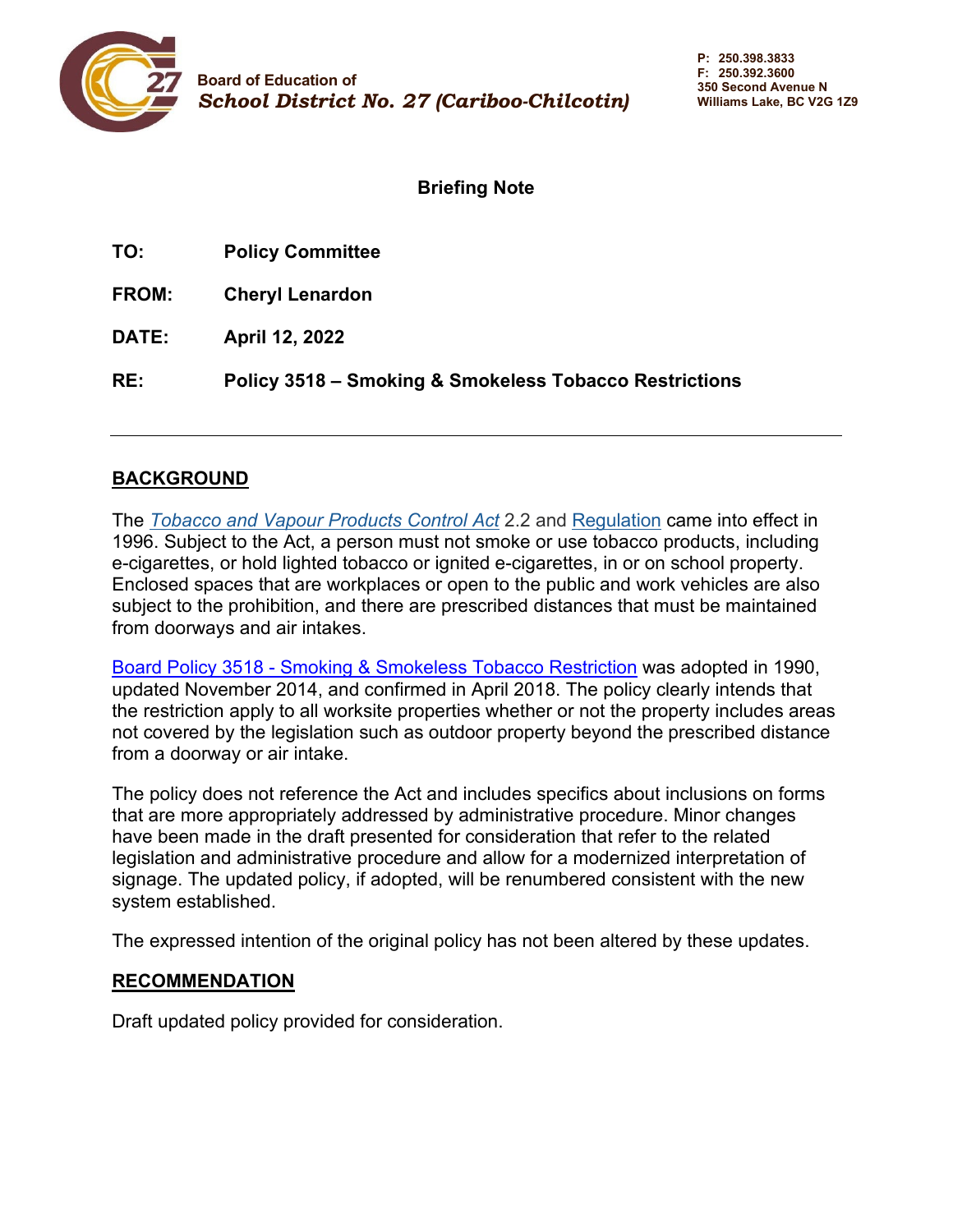Board of Education of
*School District No. 27 (Cariboo-Chilcotin)*

P: 250.398.3833
F: 250.392.3600
350 Second Avenue N
Williams Lake, BC V2G 1Z9

## Briefing Note

**TO:** **Policy Committee**

**FROM:** **Cheryl Lenardon**

**DATE:** **April 12, 2022**

**RE:** **Policy 3518 – Smoking & Smokeless Tobacco Restrictions**

---

## BACKGROUND

The *Tobacco and Vapour Products Control Act* 2.2 and Regulation came into effect in 1996. Subject to the Act, a person must not smoke or use tobacco products, including e-cigarettes, or hold lighted tobacco or ignited e-cigarettes, in or on school property. Enclosed spaces that are workplaces or open to the public and work vehicles are also subject to the prohibition, and there are prescribed distances that must be maintained from doorways and air intakes.

Board Policy 3518 - Smoking & Smokeless Tobacco Restriction was adopted in 1990, updated November 2014, and confirmed in April 2018. The policy clearly intends that the restriction apply to all worksite properties whether or not the property includes areas not covered by the legislation such as outdoor property beyond the prescribed distance from a doorway or air intake.

The policy does not reference the Act and includes specifics about inclusions on forms that are more appropriately addressed by administrative procedure. Minor changes have been made in the draft presented for consideration that refer to the related legislation and administrative procedure and allow for a modernized interpretation of signage. The updated policy, if adopted, will be renumbered consistent with the new system established.

The expressed intention of the original policy has not been altered by these updates.

## RECOMMENDATION

Draft updated policy provided for consideration.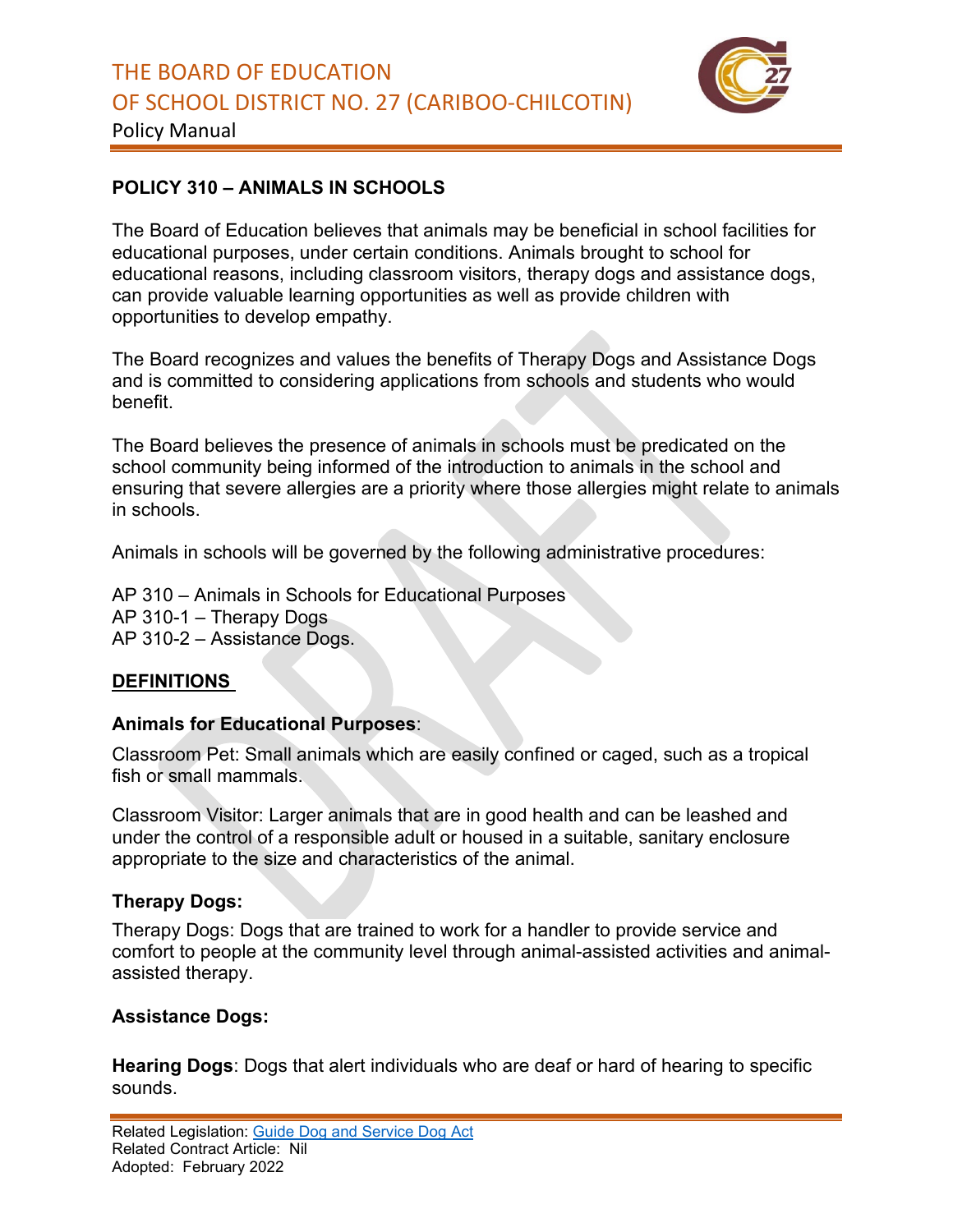# POLICY 310 – ANIMALS IN SCHOOLS

The Board of Education believes that animals may be beneficial in school facilities for educational purposes, under certain conditions. Animals brought to school for educational reasons, including classroom visitors, therapy dogs and assistance dogs, can provide valuable learning opportunities as well as provide children with opportunities to develop empathy.

The Board recognizes and values the benefits of Therapy Dogs and Assistance Dogs and is committed to considering applications from schools and students who would benefit.

The Board believes the presence of animals in schools must be predicated on the school community being informed of the introduction to animals in the school and ensuring that severe allergies are a priority where those allergies might relate to animals in schools.

Animals in schools will be governed by the following administrative procedures:

AP 310 – Animals in Schools for Educational Purposes
AP 310-1 – Therapy Dogs
AP 310-2 – Assistance Dogs.

## DEFINITIONS

### Animals for Educational Purposes:

Classroom Pet: Small animals which are easily confined or caged, such as a tropical fish or small mammals.

Classroom Visitor: Larger animals that are in good health and can be leashed and under the control of a responsible adult or housed in a suitable, sanitary enclosure appropriate to the size and characteristics of the animal.

### Therapy Dogs:

Therapy Dogs: Dogs that are trained to work for a handler to provide service and comfort to people at the community level through animal-assisted activities and animal-assisted therapy.

### Assistance Dogs:

**Hearing Dogs**: Dogs that alert individuals who are deaf or hard of hearing to specific sounds.

Related Legislation: Guide Dog and Service Dog Act
Related Contract Article: Nil
Adopted: February 2022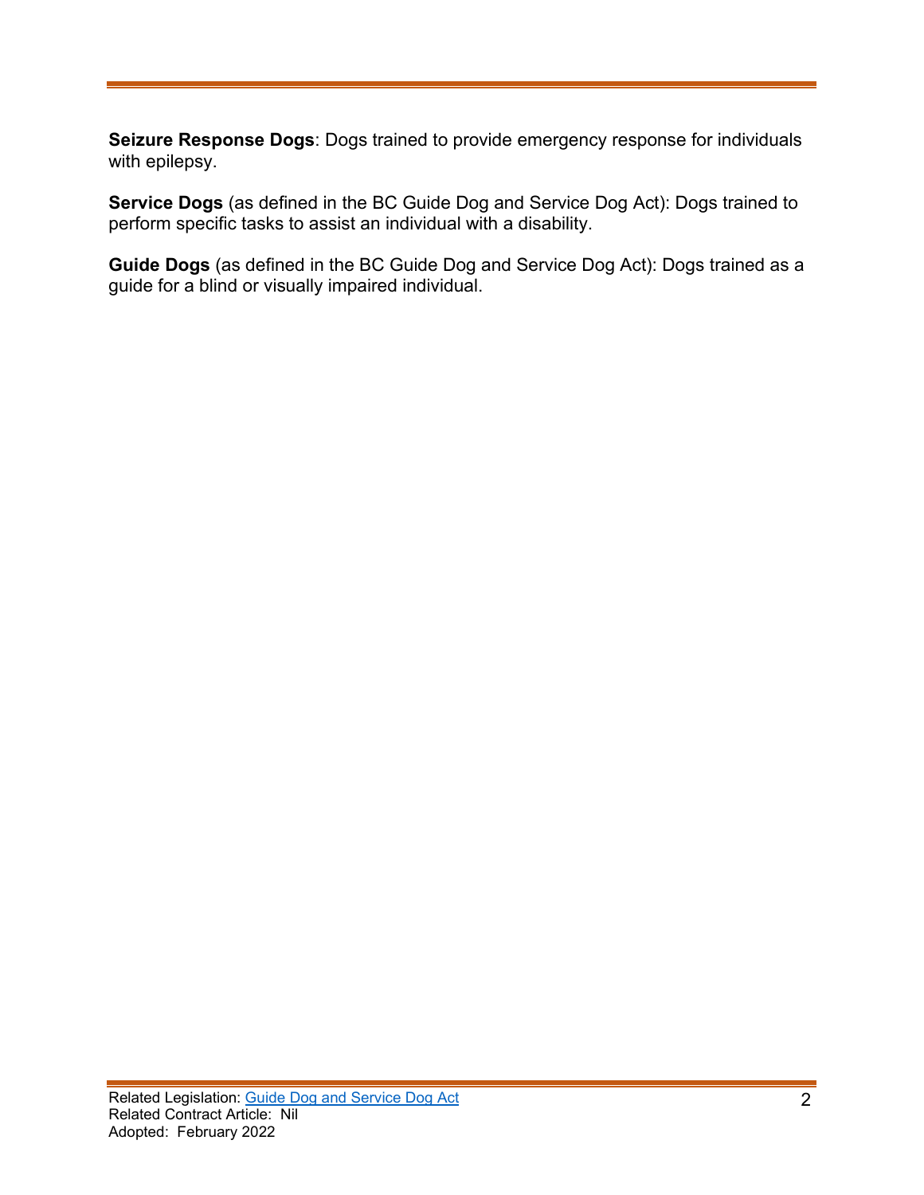**Seizure Response Dogs**: Dogs trained to provide emergency response for individuals with epilepsy.

**Service Dogs** (as defined in the BC Guide Dog and Service Dog Act): Dogs trained to perform specific tasks to assist an individual with a disability.

**Guide Dogs** (as defined in the BC Guide Dog and Service Dog Act): Dogs trained as a guide for a blind or visually impaired individual.

Related Legislation: [Guide Dog and Service Dog Act]
Related Contract Article: Nil
Adopted: February 2022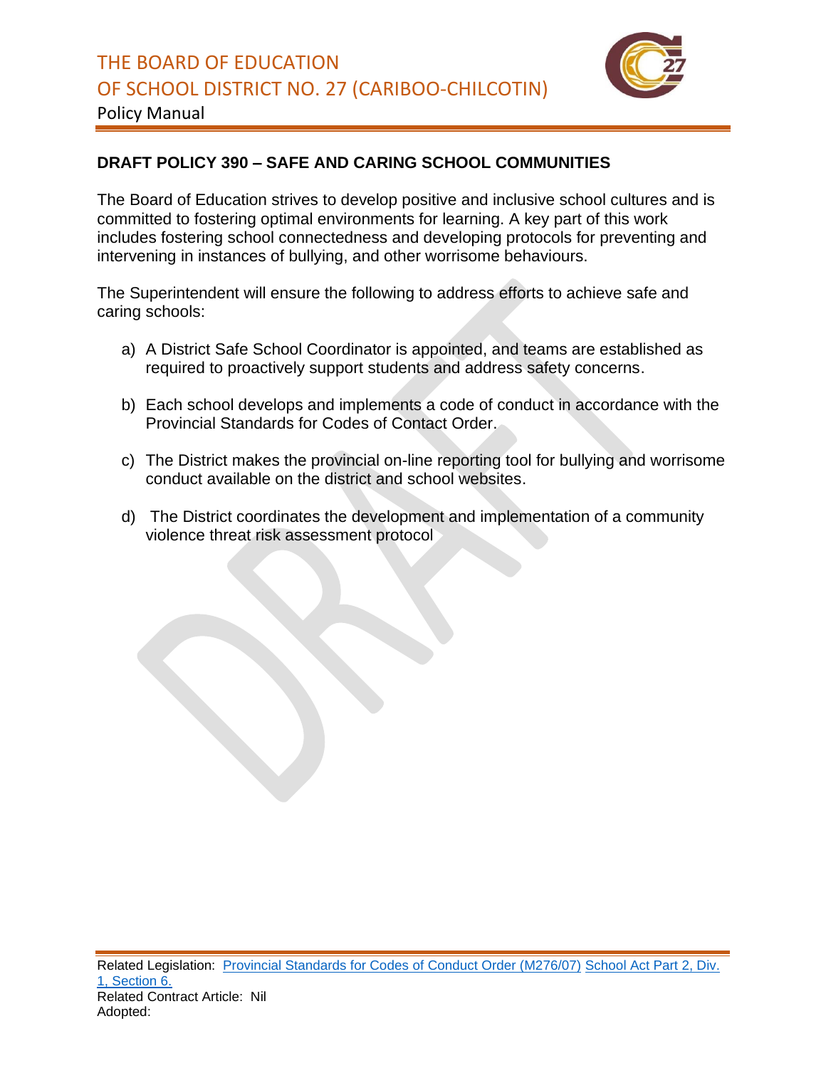# DRAFT POLICY 390 – SAFE AND CARING SCHOOL COMMUNITIES

The Board of Education strives to develop positive and inclusive school cultures and is committed to fostering optimal environments for learning. A key part of this work includes fostering school connectedness and developing protocols for preventing and intervening in instances of bullying, and other worrisome behaviours.

The Superintendent will ensure the following to address efforts to achieve safe and caring schools:

a) A District Safe School Coordinator is appointed, and teams are established as required to proactively support students and address safety concerns.

b) Each school develops and implements a code of conduct in accordance with the Provincial Standards for Codes of Contact Order.

c) The District makes the provincial on-line reporting tool for bullying and worrisome conduct available on the district and school websites.

d) The District coordinates the development and implementation of a community violence threat risk assessment protocol

Related Legislation: Provincial Standards for Codes of Conduct Order (M276/07) School Act Part 2, Div. 1, Section 6.
Related Contract Article: Nil
Adopted: